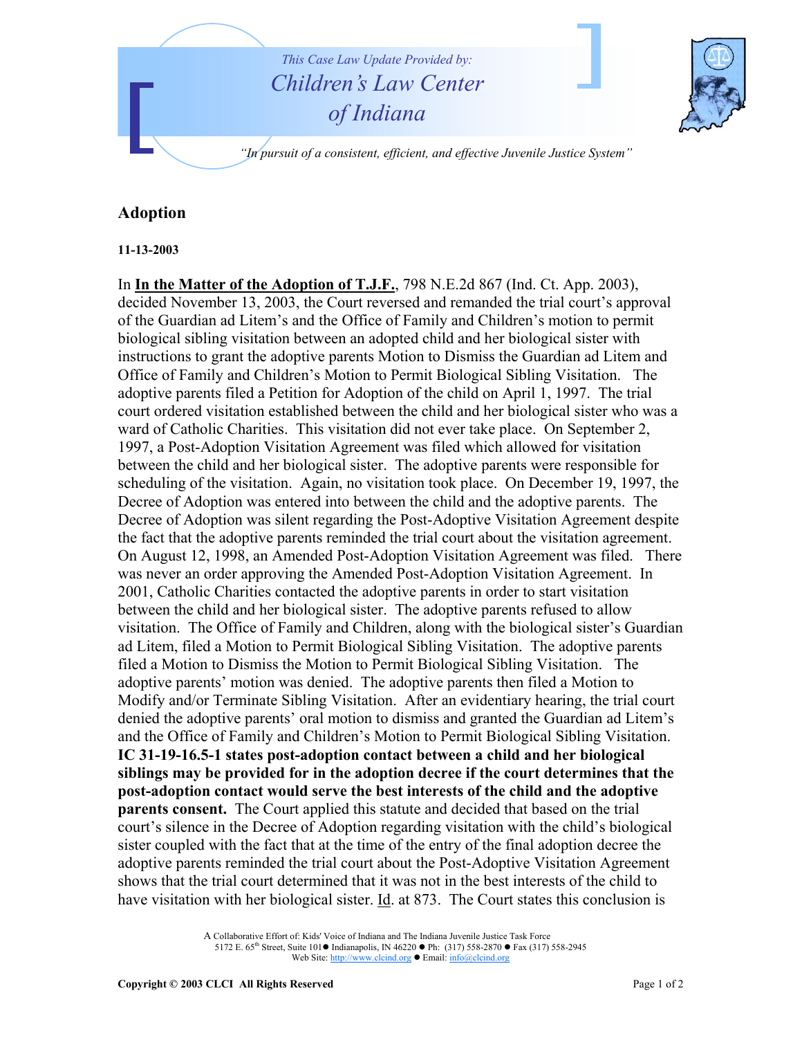This Case Law Update Provided by:

*Children's Law Center of Indiana*

*"In pursuit of a consistent, efficient, and effective Juvenile Justice System"*

## Adoption

**11-13-2003**

In **In the Matter of the Adoption of T.J.F.**, 798 N.E.2d 867 (Ind. Ct. App. 2003), decided November 13, 2003, the Court reversed and remanded the trial court's approval of the Guardian ad Litem's and the Office of Family and Children's motion to permit biological sibling visitation between an adopted child and her biological sister with instructions to grant the adoptive parents Motion to Dismiss the Guardian ad Litem and Office of Family and Children's Motion to Permit Biological Sibling Visitation. The adoptive parents filed a Petition for Adoption of the child on April 1, 1997. The trial court ordered visitation established between the child and her biological sister who was a ward of Catholic Charities. This visitation did not ever take place. On September 2, 1997, a Post-Adoption Visitation Agreement was filed which allowed for visitation between the child and her biological sister. The adoptive parents were responsible for scheduling of the visitation. Again, no visitation took place. On December 19, 1997, the Decree of Adoption was entered into between the child and the adoptive parents. The Decree of Adoption was silent regarding the Post-Adoptive Visitation Agreement despite the fact that the adoptive parents reminded the trial court about the visitation agreement. On August 12, 1998, an Amended Post-Adoption Visitation Agreement was filed. There was never an order approving the Amended Post-Adoption Visitation Agreement. In 2001, Catholic Charities contacted the adoptive parents in order to start visitation between the child and her biological sister. The adoptive parents refused to allow visitation. The Office of Family and Children, along with the biological sister's Guardian ad Litem, filed a Motion to Permit Biological Sibling Visitation. The adoptive parents filed a Motion to Dismiss the Motion to Permit Biological Sibling Visitation. The adoptive parents' motion was denied. The adoptive parents then filed a Motion to Modify and/or Terminate Sibling Visitation. After an evidentiary hearing, the trial court denied the adoptive parents' oral motion to dismiss and granted the Guardian ad Litem's and the Office of Family and Children's Motion to Permit Biological Sibling Visitation. **IC 31-19-16.5-1 states post-adoption contact between a child and her biological siblings may be provided for in the adoption decree if the court determines that the post-adoption contact would serve the best interests of the child and the adoptive parents consent.** The Court applied this statute and decided that based on the trial court's silence in the Decree of Adoption regarding visitation with the child's biological sister coupled with the fact that at the time of the entry of the final adoption decree the adoptive parents reminded the trial court about the Post-Adoptive Visitation Agreement shows that the trial court determined that it was not in the best interests of the child to have visitation with her biological sister. Id. at 873. The Court states this conclusion is

A Collaborative Effort of: Kids' Voice of Indiana and The Indiana Juvenile Justice Task Force
5172 E. 65th Street, Suite 101 ● Indianapolis, IN 46220 ● Ph: (317) 558-2870 ● Fax (317) 558-2945
Web Site: http://www.clcind.org ● Email: info@clcind.org

**Copyright © 2003 CLCI All Rights Reserved**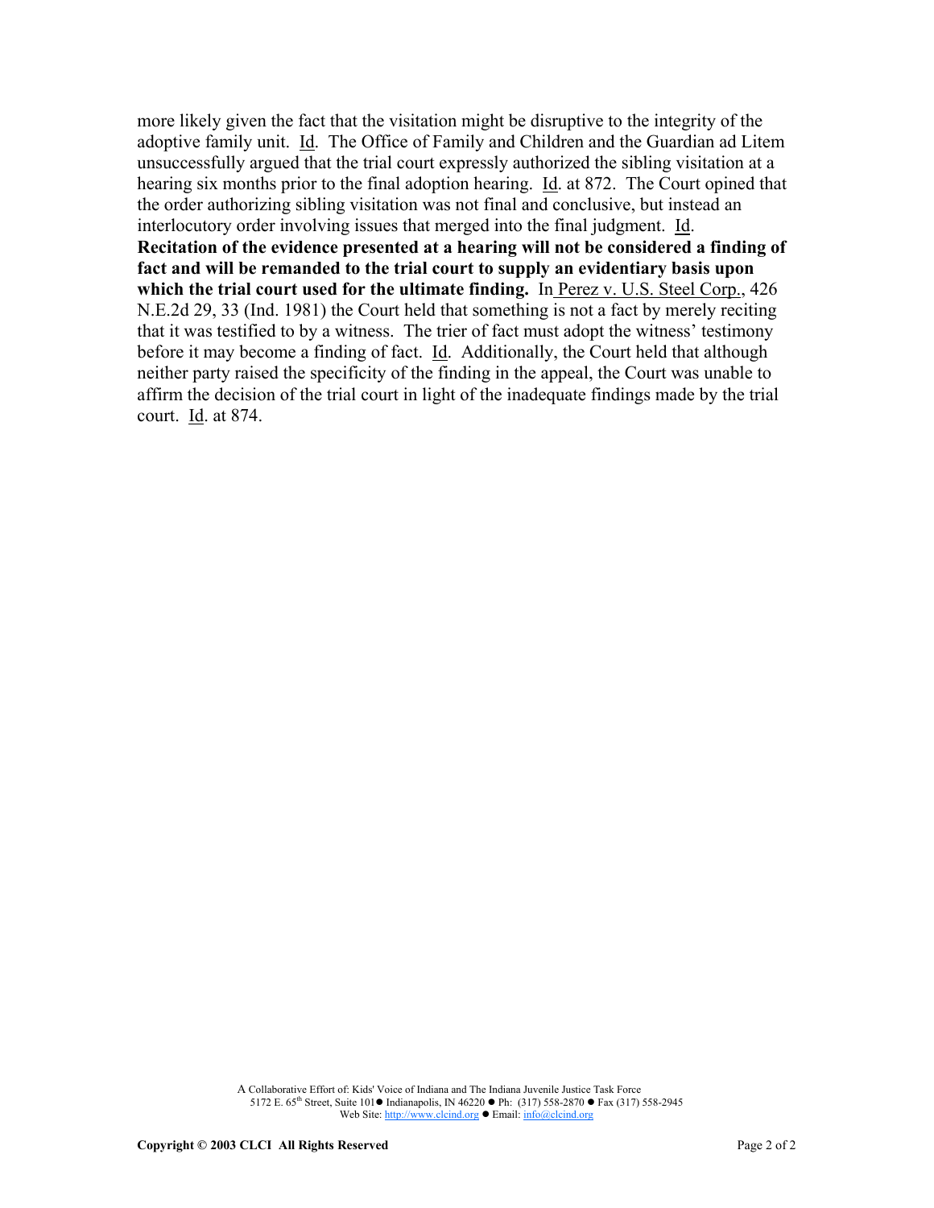more likely given the fact that the visitation might be disruptive to the integrity of the adoptive family unit. Id. The Office of Family and Children and the Guardian ad Litem unsuccessfully argued that the trial court expressly authorized the sibling visitation at a hearing six months prior to the final adoption hearing. Id. at 872. The Court opined that the order authorizing sibling visitation was not final and conclusive, but instead an interlocutory order involving issues that merged into the final judgment. Id.

**Recitation of the evidence presented at a hearing will not be considered a finding of fact and will be remanded to the trial court to supply an evidentiary basis upon which the trial court used for the ultimate finding.** In Perez v. U.S. Steel Corp., 426 N.E.2d 29, 33 (Ind. 1981) the Court held that something is not a fact by merely reciting that it was testified to by a witness. The trier of fact must adopt the witness' testimony before it may become a finding of fact. Id. Additionally, the Court held that although neither party raised the specificity of the finding in the appeal, the Court was unable to affirm the decision of the trial court in light of the inadequate findings made by the trial court. Id. at 874.

A Collaborative Effort of: Kids' Voice of Indiana and The Indiana Juvenile Justice Task Force
5172 E. 65th Street, Suite 101 ● Indianapolis, IN 46220 ● Ph: (317) 558-2870 ● Fax (317) 558-2945
Web Site: http://www.clcind.org ● Email: info@clcind.org

**Copyright © 2003 CLCI All Rights Reserved**